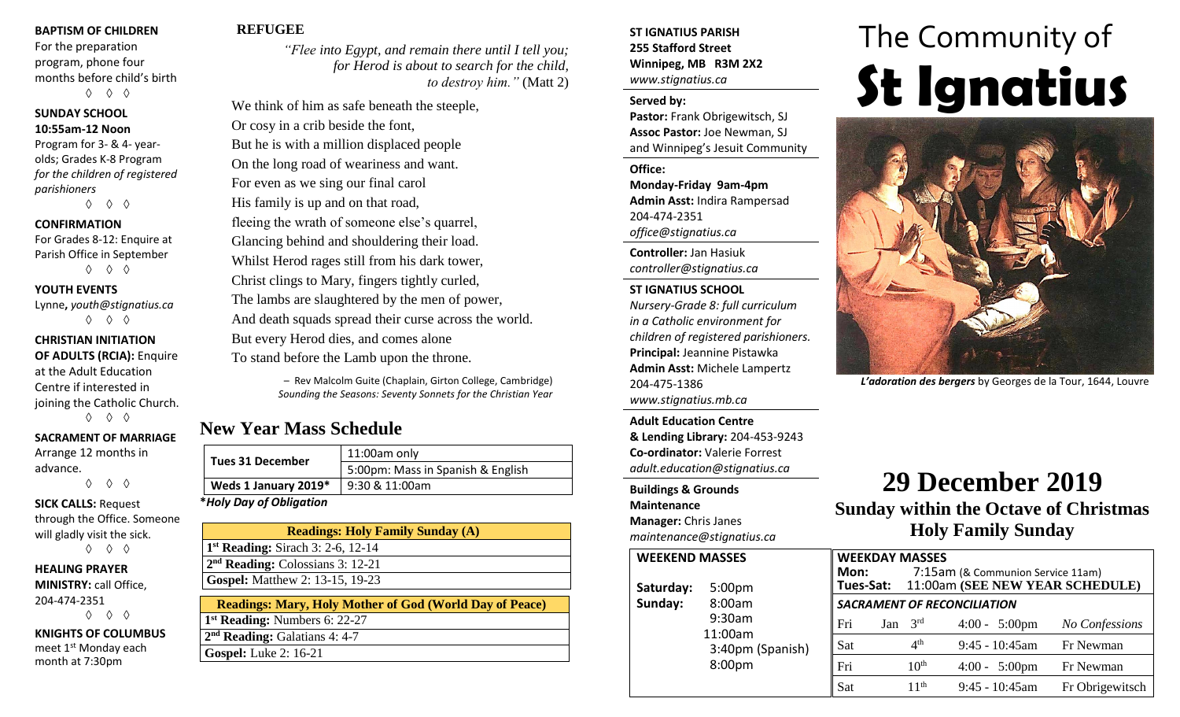**BAPTISM OF CHILDREN**
For the preparation program, phone four months before child's birth
◊ ◊ ◊

**SUNDAY SCHOOL**
**10:55am-12 Noon**
Program for 3- & 4- year-olds; Grades K-8 Program *for the children of registered parishioners*
◊ ◊ ◊

**CONFIRMATION**
For Grades 8-12: Enquire at Parish Office in September
◊ ◊ ◊

**YOUTH EVENTS**
Lynne**,** *youth@stignatius.ca*
◊ ◊ ◊

**CHRISTIAN INITIATION OF ADULTS (RCIA):** Enquire at the Adult Education Centre if interested in joining the Catholic Church.
◊ ◊ ◊

**SACRAMENT OF MARRIAGE**
Arrange 12 months in advance.
◊ ◊ ◊

**SICK CALLS:** Request through the Office. Someone will gladly visit the sick.
◊ ◊ ◊

**HEALING PRAYER MINISTRY:** call Office, 204-474-2351
◊ ◊ ◊

**KNIGHTS OF COLUMBUS** meet 1st Monday each month at 7:30pm

## REFUGEE

*"Flee into Egypt, and remain there until I tell you; for Herod is about to search for the child, to destroy him."* (Matt 2)

We think of him as safe beneath the steeple,
Or cosy in a crib beside the font,
But he is with a million displaced people
On the long road of weariness and want.
For even as we sing our final carol
His family is up and on that road,
fleeing the wrath of someone else's quarrel,
Glancing behind and shouldering their load.
Whilst Herod rages still from his dark tower,
Christ clings to Mary, fingers tightly curled,
The lambs are slaughtered by the men of power,
And death squads spread their curse across the world.
But every Herod dies, and comes alone
To stand before the Lamb upon the throne.

– Rev Malcolm Guite (Chaplain, Girton College, Cambridge)
*Sounding the Seasons: Seventy Sonnets for the Christian Year*

## New Year Mass Schedule

| | |
|---|---|
| **Tues 31 December** | 11:00am only |
| | 5:00pm: Mass in Spanish & English |
| **Weds 1 January 2019\*** | 9:30 & 11:00am |

**\****Holy Day of Obligation*

| **Readings: Holy Family Sunday (A)** |
|---|
| **1st Reading:** Sirach 3: 2-6, 12-14 |
| **2nd Reading:** Colossians 3: 12-21 |
| **Gospel:** Matthew 2: 13-15, 19-23 |

| **Readings: Mary, Holy Mother of God (World Day of Peace)** |
|---|
| **1st Reading:** Numbers 6: 22-27 |
| **2nd Reading:** Galatians 4: 4-7 |
| **Gospel:** Luke 2: 16-21 |

**ST IGNATIUS PARISH**
**255 Stafford Street**
**Winnipeg, MB R3M 2X2**
*www.stignatius.ca*

**Served by:**
**Pastor:** Frank Obrigewitsch, SJ
**Assoc Pastor:** Joe Newman, SJ
and Winnipeg's Jesuit Community

**Office:**
**Monday-Friday 9am-4pm**
**Admin Asst:** Indira Rampersad
204-474-2351
*office@stignatius.ca*

**Controller:** Jan Hasiuk
*controller@stignatius.ca*

**ST IGNATIUS SCHOOL**
*Nursery-Grade 8: full curriculum in a Catholic environment for children of registered parishioners.*
**Principal:** Jeannine Pistawka
**Admin Asst:** Michele Lampertz
204-475-1386
*www.stignatius.mb.ca*

**Adult Education Centre & Lending Library:** 204-453-9243
**Co-ordinator:** Valerie Forrest
*adult.education@stignatius.ca*

**Buildings & Grounds Maintenance**
**Manager:** Chris Janes
*maintenance@stignatius.ca*

| **WEEKEND MASSES** | |
|---|---|
| **Saturday:** | 5:00pm |
| **Sunday:** | 8:00am |
| | 9:30am |
| | 11:00am |
| | 3:40pm (Spanish) |
| | 8:00pm |

# The Community of **St Ignatius**

*L'adoration des bergers* by Georges de la Tour, 1644, Louvre

# 29 December 2019

## Sunday within the Octave of Christmas
## Holy Family Sunday

**WEEKDAY MASSES**
**Mon:** 7:15am (& Communion Service 11am)
**Tues-Sat:** 11:00am **(SEE NEW YEAR SCHEDULE)**

***SACRAMENT OF RECONCILIATION***

| | | | |
|---|---|---|---|
| Fri | Jan 3rd | 4:00 - 5:00pm | *No Confessions* |
| Sat | 4th | 9:45 - 10:45am | Fr Newman |
| Fri | 10th | 4:00 - 5:00pm | Fr Newman |
| Sat | 11th | 9:45 - 10:45am | Fr Obrigewitsch |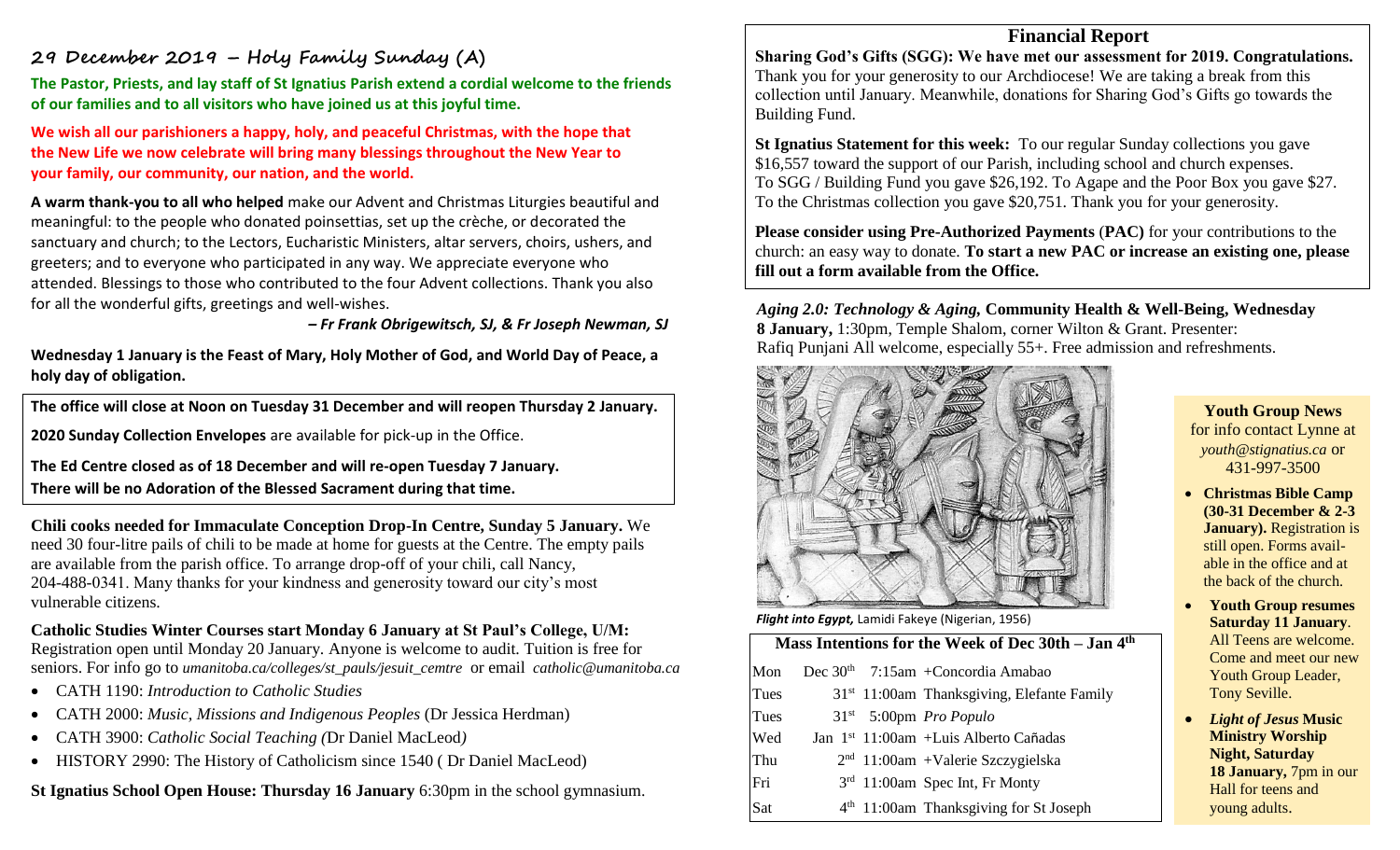# 29 December 2019 – Holy Family Sunday (A)

**The Pastor, Priests, and lay staff of St Ignatius Parish extend a cordial welcome to the friends of our families and to all visitors who have joined us at this joyful time.**

**We wish all our parishioners a happy, holy, and peaceful Christmas, with the hope that the New Life we now celebrate will bring many blessings throughout the New Year to your family, our community, our nation, and the world.**

**A warm thank-you to all who helped** make our Advent and Christmas Liturgies beautiful and meaningful: to the people who donated poinsettias, set up the crèche, or decorated the sanctuary and church; to the Lectors, Eucharistic Ministers, altar servers, choirs, ushers, and greeters; and to everyone who participated in any way. We appreciate everyone who attended. Blessings to those who contributed to the four Advent collections. Thank you also for all the wonderful gifts, greetings and well-wishes.

***– Fr Frank Obrigewitsch, SJ, & Fr Joseph Newman, SJ***

**Wednesday 1 January is the Feast of Mary, Holy Mother of God, and World Day of Peace, a holy day of obligation.**

**The office will close at Noon on Tuesday 31 December and will reopen Thursday 2 January.**

**2020 Sunday Collection Envelopes** are available for pick-up in the Office.

**The Ed Centre closed as of 18 December and will re-open Tuesday 7 January.**
**There will be no Adoration of the Blessed Sacrament during that time.**

**Chili cooks needed for Immaculate Conception Drop-In Centre, Sunday 5 January.** We need 30 four-litre pails of chili to be made at home for guests at the Centre. The empty pails are available from the parish office. To arrange drop-off of your chili, call Nancy, 204-488-0341. Many thanks for your kindness and generosity toward our city's most vulnerable citizens.

**Catholic Studies Winter Courses start Monday 6 January at St Paul's College, U/M:** Registration open until Monday 20 January. Anyone is welcome to audit. Tuition is free for seniors. For info go to *umanitoba.ca/colleges/st_pauls/jesuit_cemtre* or email *catholic@umanitoba.ca*

- CATH 1190: *Introduction to Catholic Studies*
- CATH 2000: *Music, Missions and Indigenous Peoples* (Dr Jessica Herdman)
- CATH 3900: *Catholic Social Teaching (*Dr Daniel MacLeod*)*
- HISTORY 2990: The History of Catholicism since 1540 ( Dr Daniel MacLeod)

**St Ignatius School Open House: Thursday 16 January** 6:30pm in the school gymnasium.

## Financial Report

**Sharing God's Gifts (SGG): We have met our assessment for 2019. Congratulations.** Thank you for your generosity to our Archdiocese! We are taking a break from this collection until January. Meanwhile, donations for Sharing God's Gifts go towards the Building Fund.

**St Ignatius Statement for this week:** To our regular Sunday collections you gave $16,557 toward the support of our Parish, including school and church expenses. To SGG / Building Fund you gave $26,192. To Agape and the Poor Box you gave $27. To the Christmas collection you gave $20,751. Thank you for your generosity.

**Please consider using Pre-Authorized Payments** (**PAC)** for your contributions to the church: an easy way to donate. **To start a new PAC or increase an existing one, please fill out a form available from the Office.**

***Aging 2.0: Technology & Aging,* Community Health & Well-Being, Wednesday 8 January,** 1:30pm, Temple Shalom, corner Wilton & Grant. Presenter: Rafiq Punjani All welcome, especially 55+. Free admission and refreshments.

***Flight into Egypt,*** Lamidi Fakeye (Nigerian, 1956)

**Mass Intentions for the Week of Dec 30th – Jan 4th**

| | | | |
|---|---|---|---|
| Mon | Dec 30th | 7:15am | +Concordia Amabao |
| Tues | 31st | 11:00am | Thanksgiving, Elefante Family |
| Tues | 31st | 5:00pm | *Pro Populo* |
| Wed | Jan 1st | 11:00am | +Luis Alberto Cañadas |
| Thu | 2nd | 11:00am | +Valerie Szczygielska |
| Fri | 3rd | 11:00am | Spec Int, Fr Monty |
| Sat | 4th | 11:00am | Thanksgiving for St Joseph |

**Youth Group News**
for info contact Lynne at *youth@stignatius.ca* or 431-997-3500

- **Christmas Bible Camp (30-31 December & 2-3 January).** Registration is still open. Forms available in the office and at the back of the church.
- **Youth Group resumes Saturday 11 January**. All Teens are welcome. Come and meet our new Youth Group Leader, Tony Seville.
- ***Light of Jesus* Music Ministry Worship Night, Saturday 18 January,** 7pm in our Hall for teens and young adults.